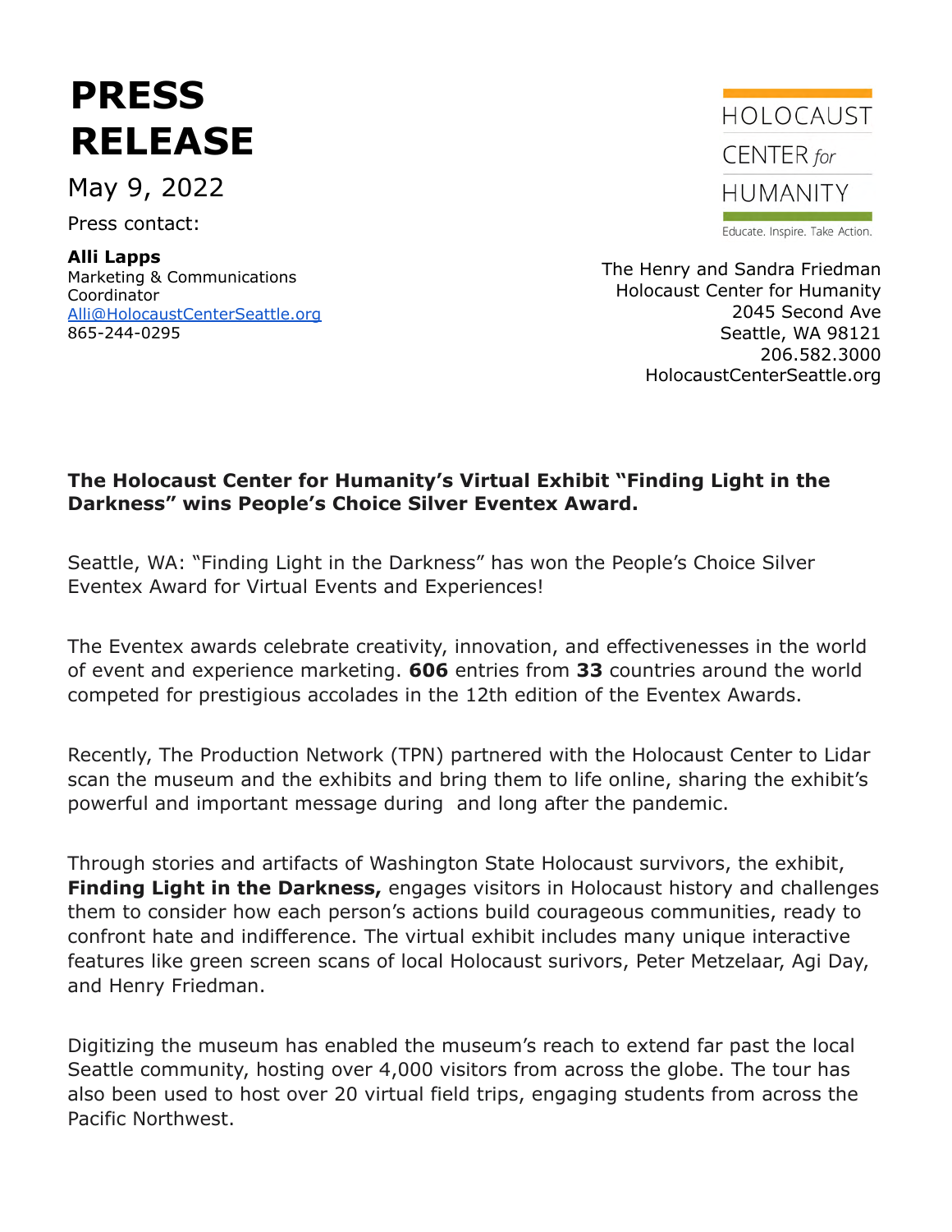# PRESS RELEASE

May 9, 2022

Press contact:

**Alli Lapps**
Marketing & Communications Coordinator
[Alli@HolocaustCenterSeattle.org](mailto:Alli@HolocaustCenterSeattle.org)
865-244-0295

HOLOCAUST CENTER *for* HUMANITY
Educate. Inspire. Take Action.

The Henry and Sandra Friedman
Holocaust Center for Humanity
2045 Second Ave
Seattle, WA 98121
206.582.3000
HolocaustCenterSeattle.org

**The Holocaust Center for Humanity's Virtual Exhibit "Finding Light in the Darkness" wins People's Choice Silver Eventex Award.**

Seattle, WA: "Finding Light in the Darkness" has won the People's Choice Silver Eventex Award for Virtual Events and Experiences!

The Eventex awards celebrate creativity, innovation, and effectivenesses in the world of event and experience marketing. **606** entries from **33** countries around the world competed for prestigious accolades in the 12th edition of the Eventex Awards.

Recently, The Production Network (TPN) partnered with the Holocaust Center to Lidar scan the museum and the exhibits and bring them to life online, sharing the exhibit's powerful and important message during and long after the pandemic.

Through stories and artifacts of Washington State Holocaust survivors, the exhibit, **Finding Light in the Darkness,** engages visitors in Holocaust history and challenges them to consider how each person's actions build courageous communities, ready to confront hate and indifference. The virtual exhibit includes many unique interactive features like green screen scans of local Holocaust surivors, Peter Metzelaar, Agi Day, and Henry Friedman.

Digitizing the museum has enabled the museum's reach to extend far past the local Seattle community, hosting over 4,000 visitors from across the globe. The tour has also been used to host over 20 virtual field trips, engaging students from across the Pacific Northwest.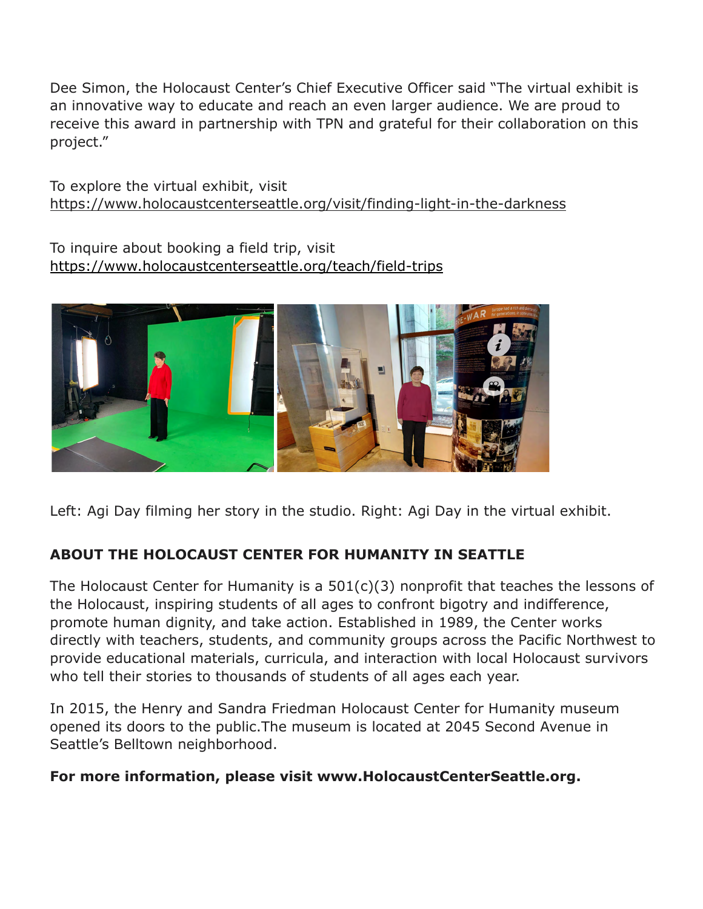Dee Simon, the Holocaust Center's Chief Executive Officer said "The virtual exhibit is an innovative way to educate and reach an even larger audience. We are proud to receive this award in partnership with TPN and grateful for their collaboration on this project."

To explore the virtual exhibit, visit
https://www.holocaustcenterseattle.org/visit/finding-light-in-the-darkness

To inquire about booking a field trip, visit
https://www.holocaustcenterseattle.org/teach/field-trips

Left: Agi Day filming her story in the studio. Right: Agi Day in the virtual exhibit.

**ABOUT THE HOLOCAUST CENTER FOR HUMANITY IN SEATTLE**

The Holocaust Center for Humanity is a 501(c)(3) nonprofit that teaches the lessons of the Holocaust, inspiring students of all ages to confront bigotry and indifference, promote human dignity, and take action. Established in 1989, the Center works directly with teachers, students, and community groups across the Pacific Northwest to provide educational materials, curricula, and interaction with local Holocaust survivors who tell their stories to thousands of students of all ages each year.

In 2015, the Henry and Sandra Friedman Holocaust Center for Humanity museum opened its doors to the public.The museum is located at 2045 Second Avenue in Seattle's Belltown neighborhood.

**For more information, please visit www.HolocaustCenterSeattle.org.**